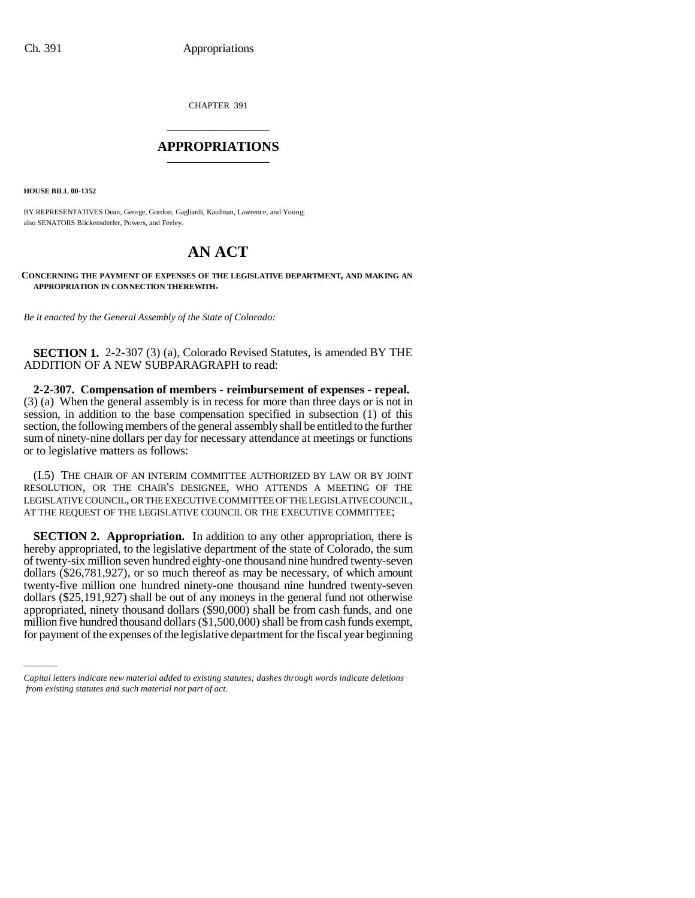CHAPTER 391

# APPROPRIATIONS

**HOUSE BILL 00-1352**

BY REPRESENTATIVES Dean, George, Gordon, Gagliardi, Kaufman, Lawrence, and Young;
also SENATORS Blickensderfer, Powers, and Feeley.

# AN ACT

**CONCERNING THE PAYMENT OF EXPENSES OF THE LEGISLATIVE DEPARTMENT, AND MAKING AN APPROPRIATION IN CONNECTION THEREWITH.**

*Be it enacted by the General Assembly of the State of Colorado:*

**SECTION 1.** 2-2-307 (3) (a), Colorado Revised Statutes, is amended BY THE ADDITION OF A NEW SUBPARAGRAPH to read:

**2-2-307. Compensation of members - reimbursement of expenses - repeal.** (3) (a) When the general assembly is in recess for more than three days or is not in session, in addition to the base compensation specified in subsection (1) of this section, the following members of the general assembly shall be entitled to the further sum of ninety-nine dollars per day for necessary attendance at meetings or functions or to legislative matters as follows:

(I.5) THE CHAIR OF AN INTERIM COMMITTEE AUTHORIZED BY LAW OR BY JOINT RESOLUTION, OR THE CHAIR'S DESIGNEE, WHO ATTENDS A MEETING OF THE LEGISLATIVE COUNCIL, OR THE EXECUTIVE COMMITTEE OF THE LEGISLATIVE COUNCIL, AT THE REQUEST OF THE LEGISLATIVE COUNCIL OR THE EXECUTIVE COMMITTEE;

**SECTION 2. Appropriation.** In addition to any other appropriation, there is hereby appropriated, to the legislative department of the state of Colorado, the sum of twenty-six million seven hundred eighty-one thousand nine hundred twenty-seven dollars ($26,781,927), or so much thereof as may be necessary, of which amount twenty-five million one hundred ninety-one thousand nine hundred twenty-seven dollars ($25,191,927) shall be out of any moneys in the general fund not otherwise appropriated, ninety thousand dollars ($90,000) shall be from cash funds, and one million five hundred thousand dollars ($1,500,000) shall be from cash funds exempt, for payment of the expenses of the legislative department for the fiscal year beginning

*Capital letters indicate new material added to existing statutes; dashes through words indicate deletions from existing statutes and such material not part of act.*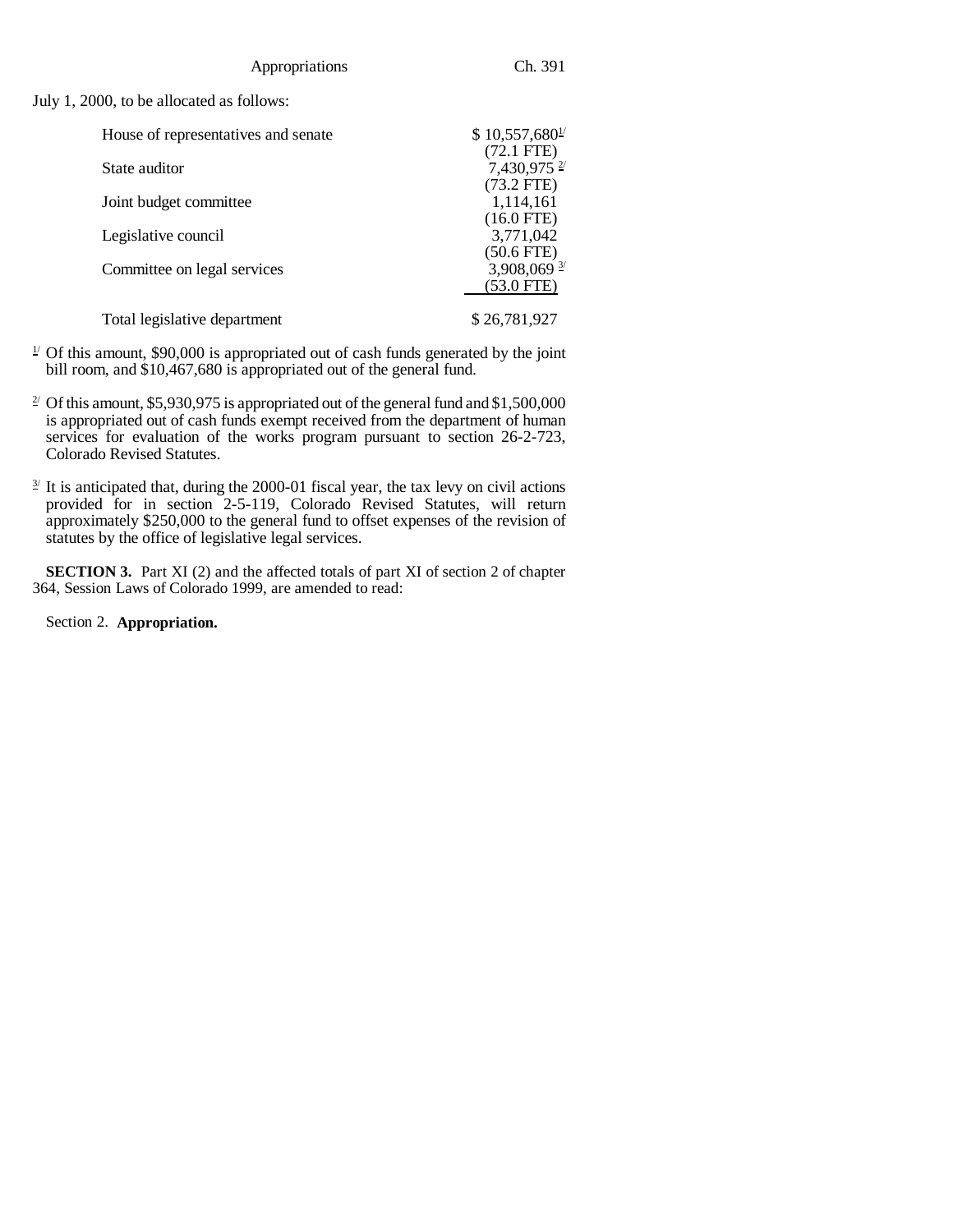July 1, 2000, to be allocated as follows:

| | |
|---|---|
| House of representatives and senate | $ 10,557,680[1] |
| | (72.1 FTE) |
| State auditor | 7,430,975 [2] |
| | (73.2 FTE) |
| Joint budget committee | 1,114,161 |
| | (16.0 FTE) |
| Legislative council | 3,771,042 |
| | (50.6 FTE) |
| Committee on legal services | 3,908,069 [3] |
| | (53.0 FTE) |
| Total legislative department | $ 26,781,927 |

[1] Of this amount, $90,000 is appropriated out of cash funds generated by the joint bill room, and $10,467,680 is appropriated out of the general fund.

[2] Of this amount, $5,930,975 is appropriated out of the general fund and $1,500,000 is appropriated out of cash funds exempt received from the department of human services for evaluation of the works program pursuant to section 26-2-723, Colorado Revised Statutes.

[3] It is anticipated that, during the 2000-01 fiscal year, the tax levy on civil actions provided for in section 2-5-119, Colorado Revised Statutes, will return approximately $250,000 to the general fund to offset expenses of the revision of statutes by the office of legislative legal services.

**SECTION 3.** Part XI (2) and the affected totals of part XI of section 2 of chapter 364, Session Laws of Colorado 1999, are amended to read:

Section 2. **Appropriation.**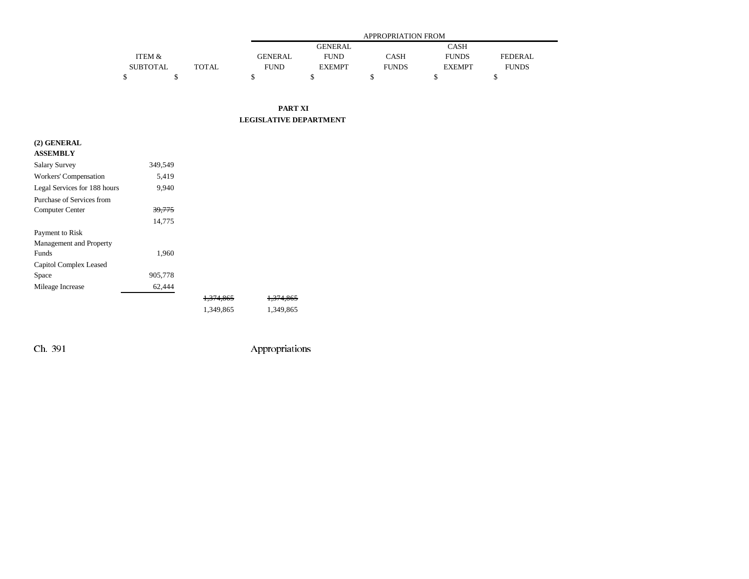| | ITEM & SUBTOTAL | TOTAL | APPROPRIATION FROM GENERAL FUND | GENERAL FUND EXEMPT | CASH FUNDS | CASH FUNDS EXEMPT | FEDERAL FUNDS |
|---|---|---|---|---|---|---|---|
| | $ | $ | $ | $ | $ | $ | $ |

## PART XI
## LEGISLATIVE DEPARTMENT

| | ITEM & SUBTOTAL | TOTAL | GENERAL FUND | GENERAL FUND EXEMPT | CASH FUNDS | CASH FUNDS EXEMPT | FEDERAL FUNDS |
|---|---|---|---|---|---|---|---|
| **(2) GENERAL ASSEMBLY** | | | | | | | |
| Salary Survey | 349,549 | | | | | | |
| Workers' Compensation | 5,419 | | | | | | |
| Legal Services for 188 hours | 9,940 | | | | | | |
| Purchase of Services from Computer Center | ~~39,775~~ 14,775 | | | | | | |
| Payment to Risk Management and Property Funds | 1,960 | | | | | | |
| Capitol Complex Leased Space | 905,778 | | | | | | |
| Mileage Increase | 62,444 | | | | | | |
| | | ~~1,374,865~~ 1,349,865 | ~~1,374,865~~ 1,349,865 | | | | |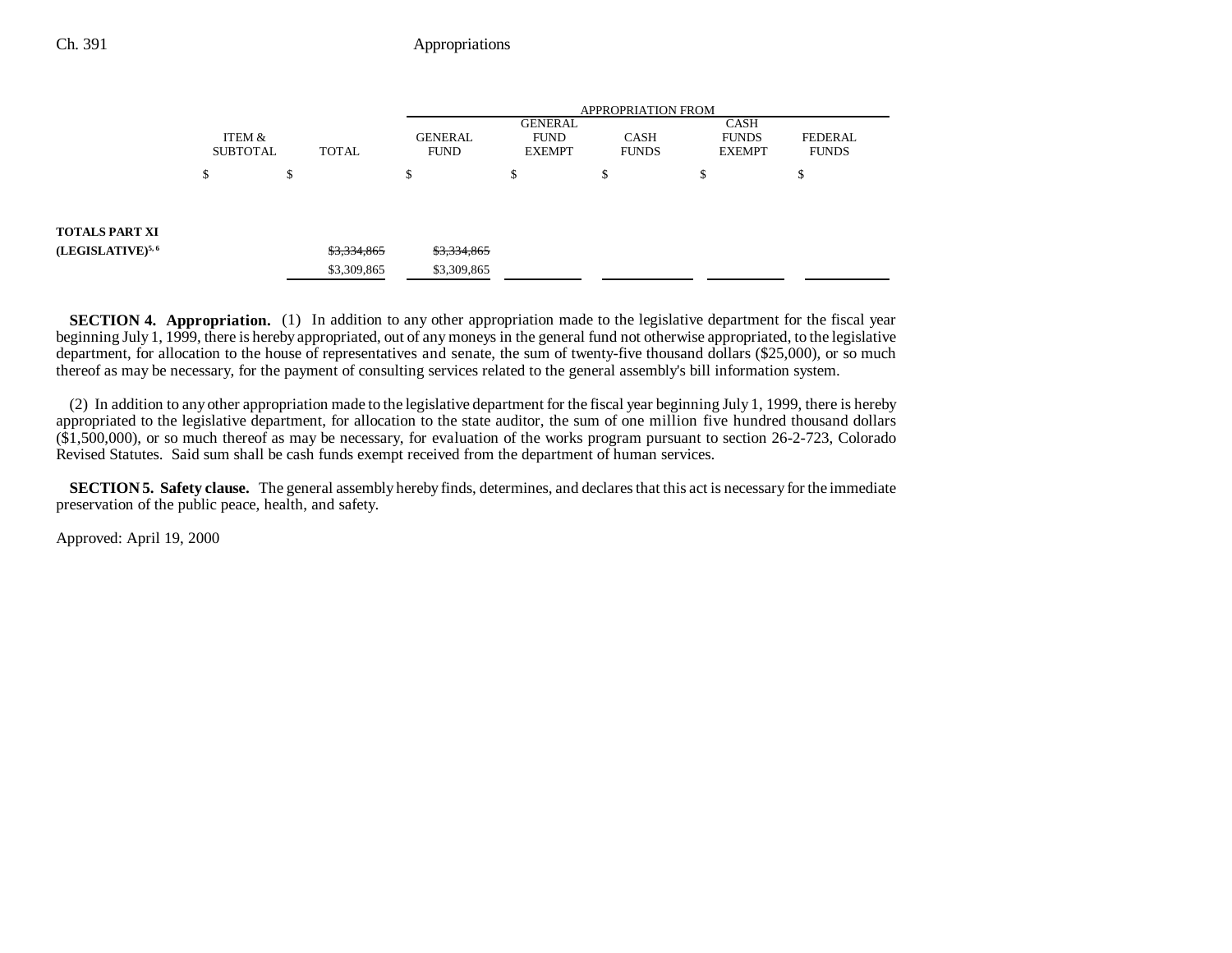| | ITEM & SUBTOTAL | TOTAL | APPROPRIATION FROM GENERAL FUND | GENERAL FUND EXEMPT | CASH FUNDS | CASH FUNDS EXEMPT | FEDERAL FUNDS |
|---|---|---|---|---|---|---|---|
| | $ | $ | $ | $ | $ | $ | $ |
| **TOTALS PART XI (LEGISLATIVE)**[5, 6] | | ~~$3,334,865~~ $3,309,865 | ~~$3,334,865~~ $3,309,865 | | | | |

**SECTION 4. Appropriation.** (1) In addition to any other appropriation made to the legislative department for the fiscal year beginning July 1, 1999, there is hereby appropriated, out of any moneys in the general fund not otherwise appropriated, to the legislative department, for allocation to the house of representatives and senate, the sum of twenty-five thousand dollars ($25,000), or so much thereof as may be necessary, for the payment of consulting services related to the general assembly's bill information system.

(2) In addition to any other appropriation made to the legislative department for the fiscal year beginning July 1, 1999, there is hereby appropriated to the legislative department, for allocation to the state auditor, the sum of one million five hundred thousand dollars ($1,500,000), or so much thereof as may be necessary, for evaluation of the works program pursuant to section 26-2-723, Colorado Revised Statutes. Said sum shall be cash funds exempt received from the department of human services.

**SECTION 5. Safety clause.** The general assembly hereby finds, determines, and declares that this act is necessary for the immediate preservation of the public peace, health, and safety.

Approved: April 19, 2000